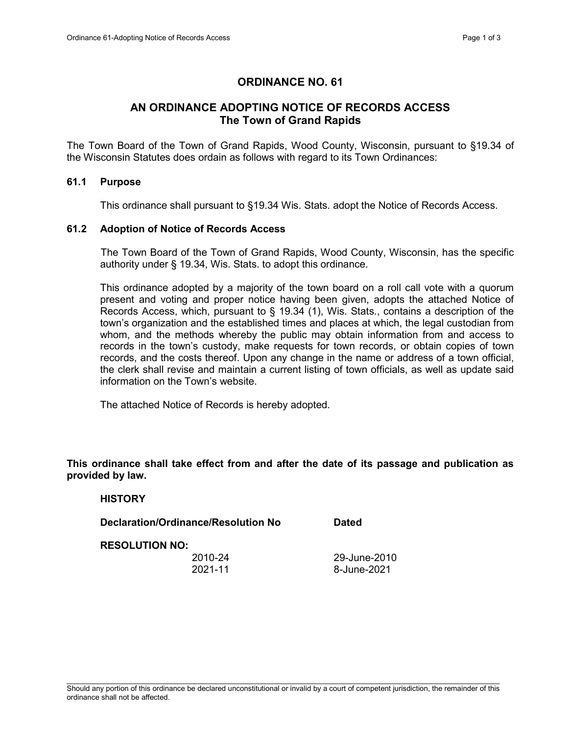# ORDINANCE NO. 61

## AN ORDINANCE ADOPTING NOTICE OF RECORDS ACCESS The Town of Grand Rapids

The Town Board of the Town of Grand Rapids, Wood County, Wisconsin, pursuant to §19.34 of the Wisconsin Statutes does ordain as follows with regard to its Town Ordinances:

### 61.1 Purpose

This ordinance shall pursuant to §19.34 Wis. Stats. adopt the Notice of Records Access.

### 61.2 Adoption of Notice of Records Access

The Town Board of the Town of Grand Rapids, Wood County, Wisconsin, has the specific authority under § 19.34, Wis. Stats. to adopt this ordinance.

This ordinance adopted by a majority of the town board on a roll call vote with a quorum present and voting and proper notice having been given, adopts the attached Notice of Records Access, which, pursuant to § 19.34 (1), Wis. Stats., contains a description of the town's organization and the established times and places at which, the legal custodian from whom, and the methods whereby the public may obtain information from and access to records in the town's custody, make requests for town records, or obtain copies of town records, and the costs thereof. Upon any change in the name or address of a town official, the clerk shall revise and maintain a current listing of town officials, as well as update said information on the Town's website.

The attached Notice of Records is hereby adopted.

**This ordinance shall take effect from and after the date of its passage and publication as provided by law.**

**HISTORY**

| Declaration/Ordinance/Resolution No | Dated |
|---|---|
| **RESOLUTION NO:** | |
| 2010-24 | 29-June-2010 |
| 2021-11 | 8-June-2021 |

Should any portion of this ordinance be declared unconstitutional or invalid by a court of competent jurisdiction, the remainder of this ordinance shall not be affected.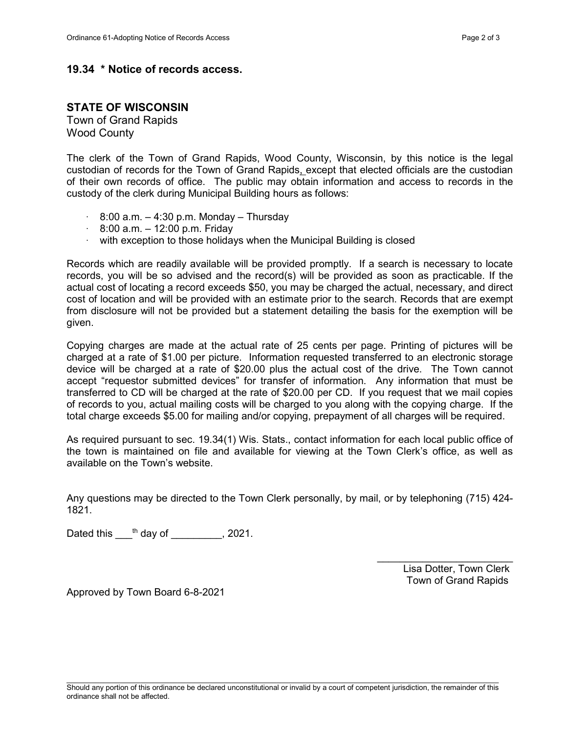## 19.34 * Notice of records access.

**STATE OF WISCONSIN**
Town of Grand Rapids
Wood County

The clerk of the Town of Grand Rapids, Wood County, Wisconsin, by this notice is the legal custodian of records for the Town of Grand Rapids, except that elected officials are the custodian of their own records of office. The public may obtain information and access to records in the custody of the clerk during Municipal Building hours as follows:

- 8:00 a.m. – 4:30 p.m. Monday – Thursday
- 8:00 a.m. – 12:00 p.m. Friday
- with exception to those holidays when the Municipal Building is closed

Records which are readily available will be provided promptly. If a search is necessary to locate records, you will be so advised and the record(s) will be provided as soon as practicable. If the actual cost of locating a record exceeds $50, you may be charged the actual, necessary, and direct cost of location and will be provided with an estimate prior to the search. Records that are exempt from disclosure will not be provided but a statement detailing the basis for the exemption will be given.

Copying charges are made at the actual rate of 25 cents per page. Printing of pictures will be charged at a rate of $1.00 per picture. Information requested transferred to an electronic storage device will be charged at a rate of $20.00 plus the actual cost of the drive. The Town cannot accept "requestor submitted devices" for transfer of information. Any information that must be transferred to CD will be charged at the rate of $20.00 per CD. If you request that we mail copies of records to you, actual mailing costs will be charged to you along with the copying charge. If the total charge exceeds $5.00 for mailing and/or copying, prepayment of all charges will be required.

As required pursuant to sec. 19.34(1) Wis. Stats., contact information for each local public office of the town is maintained on file and available for viewing at the Town Clerk's office, as well as available on the Town's website.

Any questions may be directed to the Town Clerk personally, by mail, or by telephoning (715) 424-1821.

Dated this ___th day of _________, 2021.

_________________________
Lisa Dotter, Town Clerk
Town of Grand Rapids

Approved by Town Board 6-8-2021

Should any portion of this ordinance be declared unconstitutional or invalid by a court of competent jurisdiction, the remainder of this ordinance shall not be affected.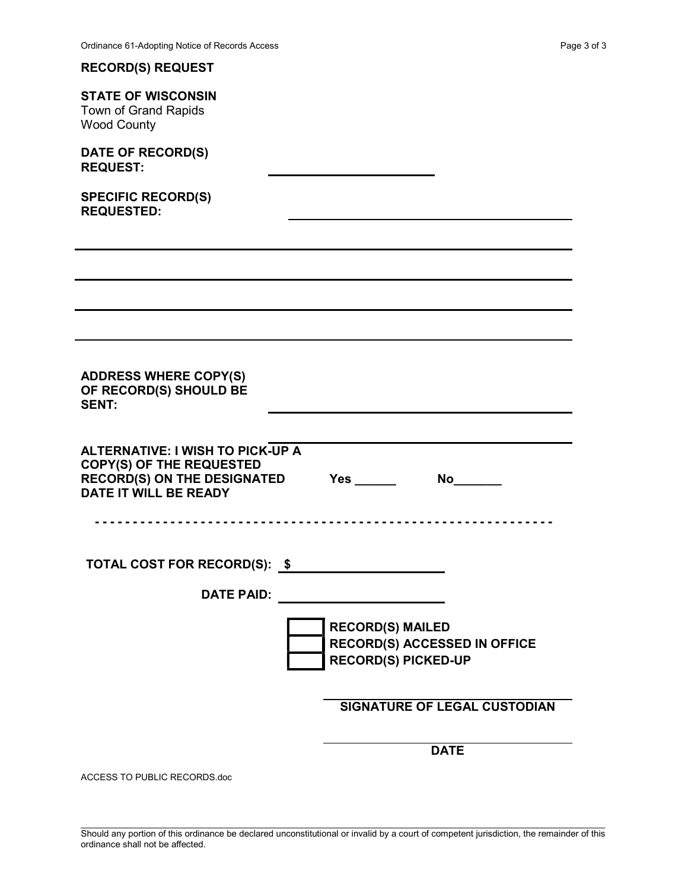**RECORD(S) REQUEST**

**STATE OF WISCONSIN**
Town of Grand Rapids
Wood County

**DATE OF RECORD(S) REQUEST:** ____________________

**SPECIFIC RECORD(S) REQUESTED:** ____________________

______________________________________________

______________________________________________

______________________________________________

______________________________________________

**ADDRESS WHERE COPY(S) OF RECORD(S) SHOULD BE SENT:** ____________________

______________________________________________

**ALTERNATIVE: I WISH TO PICK-UP A COPY(S) OF THE REQUESTED RECORD(S) ON THE DESIGNATED DATE IT WILL BE READY** **Yes ______** **No_______**

- - - - - - - - - - - - - - - - - - - - - - - - - - - - - - - - - - - - - - - - - - - - - - - - - - - - - - - - - - - - -

**TOTAL COST FOR RECORD(S): $** ____________________

**DATE PAID:** ____________________

- [ ] **RECORD(S) MAILED**
- [ ] **RECORD(S) ACCESSED IN OFFICE**
- [ ] **RECORD(S) PICKED-UP**

______________________________
**SIGNATURE OF LEGAL CUSTODIAN**

______________________________
**DATE**

ACCESS TO PUBLIC RECORDS.doc

Should any portion of this ordinance be declared unconstitutional or invalid by a court of competent jurisdiction, the remainder of this ordinance shall not be affected.